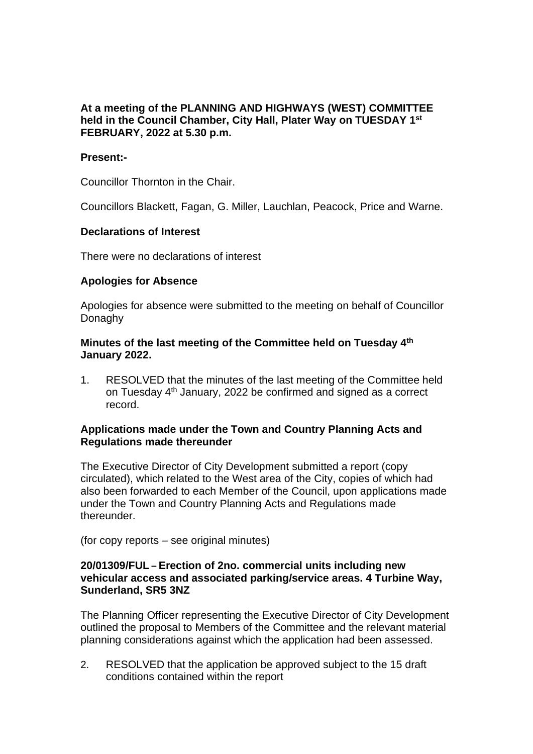**At a meeting of the PLANNING AND HIGHWAYS (WEST) COMMITTEE held in the Council Chamber, City Hall, Plater Way on TUESDAY 1st FEBRUARY, 2022 at 5.30 p.m.**

**Present:-**

Councillor Thornton in the Chair.

Councillors Blackett, Fagan, G. Miller, Lauchlan, Peacock, Price and Warne.

**Declarations of Interest**

There were no declarations of interest

**Apologies for Absence**

Apologies for absence were submitted to the meeting on behalf of Councillor Donaghy

**Minutes of the last meeting of the Committee held on Tuesday 4th January 2022.**

1. RESOLVED that the minutes of the last meeting of the Committee held on Tuesday 4th January, 2022 be confirmed and signed as a correct record.

**Applications made under the Town and Country Planning Acts and Regulations made thereunder**

The Executive Director of City Development submitted a report (copy circulated), which related to the West area of the City, copies of which had also been forwarded to each Member of the Council, upon applications made under the Town and Country Planning Acts and Regulations made thereunder.

(for copy reports – see original minutes)

**20/01309/FUL – Erection of 2no. commercial units including new vehicular access and associated parking/service areas. 4 Turbine Way, Sunderland, SR5 3NZ**

The Planning Officer representing the Executive Director of City Development outlined the proposal to Members of the Committee and the relevant material planning considerations against which the application had been assessed.

2. RESOLVED that the application be approved subject to the 15 draft conditions contained within the report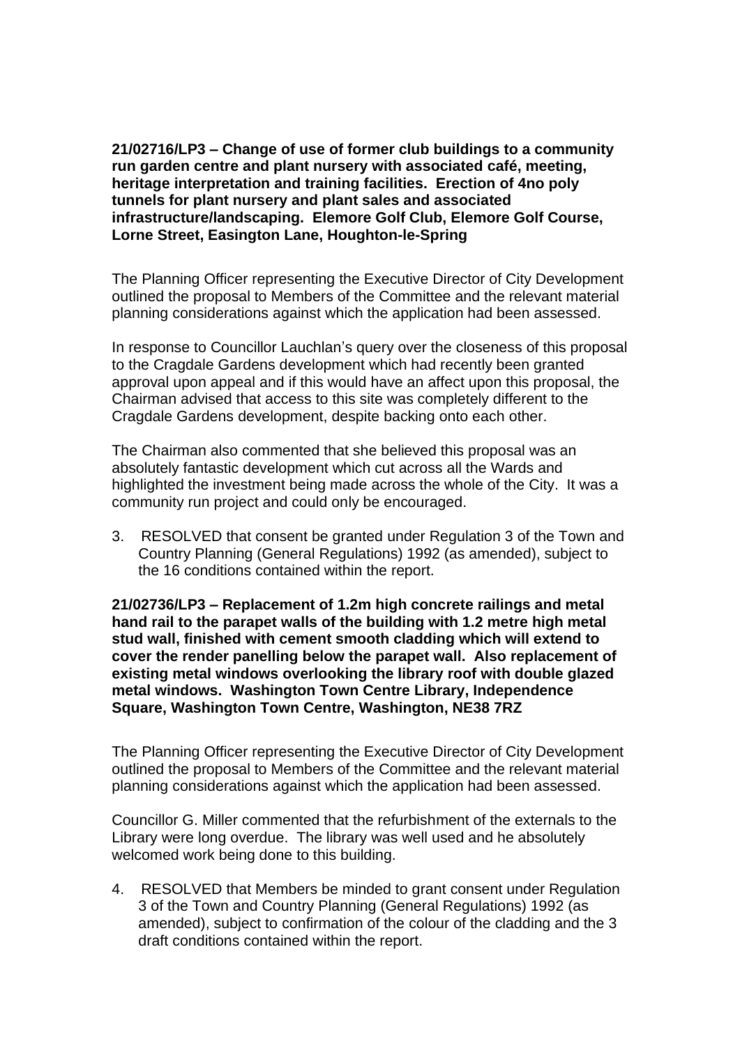**21/02716/LP3 – Change of use of former club buildings to a community run garden centre and plant nursery with associated café, meeting, heritage interpretation and training facilities. Erection of 4no poly tunnels for plant nursery and plant sales and associated infrastructure/landscaping. Elemore Golf Club, Elemore Golf Course, Lorne Street, Easington Lane, Houghton-le-Spring**

The Planning Officer representing the Executive Director of City Development outlined the proposal to Members of the Committee and the relevant material planning considerations against which the application had been assessed.

In response to Councillor Lauchlan's query over the closeness of this proposal to the Cragdale Gardens development which had recently been granted approval upon appeal and if this would have an affect upon this proposal, the Chairman advised that access to this site was completely different to the Cragdale Gardens development, despite backing onto each other.

The Chairman also commented that she believed this proposal was an absolutely fantastic development which cut across all the Wards and highlighted the investment being made across the whole of the City. It was a community run project and could only be encouraged.

3. RESOLVED that consent be granted under Regulation 3 of the Town and Country Planning (General Regulations) 1992 (as amended), subject to the 16 conditions contained within the report.

**21/02736/LP3 – Replacement of 1.2m high concrete railings and metal hand rail to the parapet walls of the building with 1.2 metre high metal stud wall, finished with cement smooth cladding which will extend to cover the render panelling below the parapet wall. Also replacement of existing metal windows overlooking the library roof with double glazed metal windows. Washington Town Centre Library, Independence Square, Washington Town Centre, Washington, NE38 7RZ**

The Planning Officer representing the Executive Director of City Development outlined the proposal to Members of the Committee and the relevant material planning considerations against which the application had been assessed.

Councillor G. Miller commented that the refurbishment of the externals to the Library were long overdue. The library was well used and he absolutely welcomed work being done to this building.

4. RESOLVED that Members be minded to grant consent under Regulation 3 of the Town and Country Planning (General Regulations) 1992 (as amended), subject to confirmation of the colour of the cladding and the 3 draft conditions contained within the report.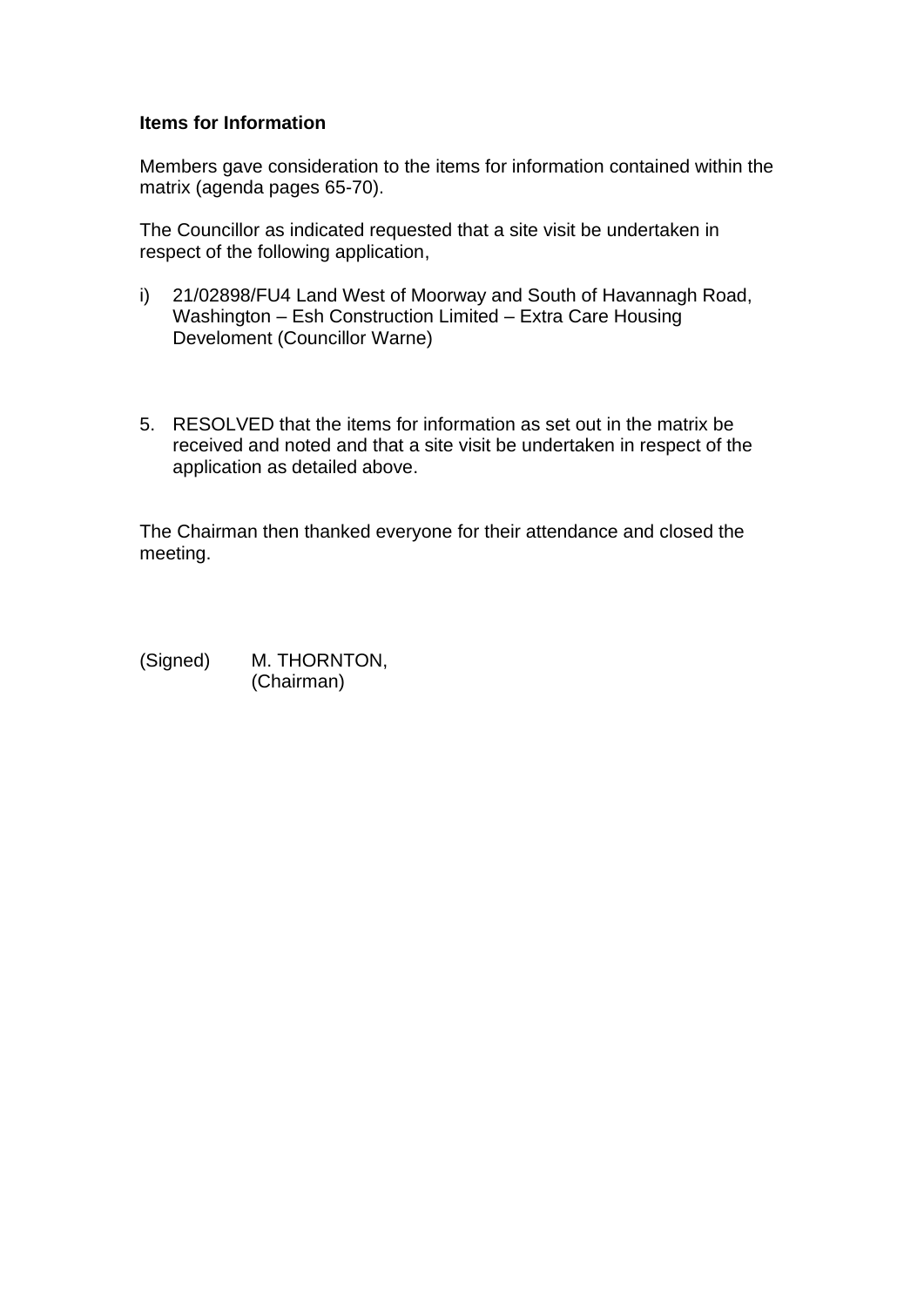**Items for Information**

Members gave consideration to the items for information contained within the matrix (agenda pages 65-70).

The Councillor as indicated requested that a site visit be undertaken in respect of the following application,

i) 21/02898/FU4 Land West of Moorway and South of Havannagh Road, Washington – Esh Construction Limited – Extra Care Housing Develoment (Councillor Warne)

5. RESOLVED that the items for information as set out in the matrix be received and noted and that a site visit be undertaken in respect of the application as detailed above.

The Chairman then thanked everyone for their attendance and closed the meeting.

(Signed) M. THORNTON,
(Chairman)